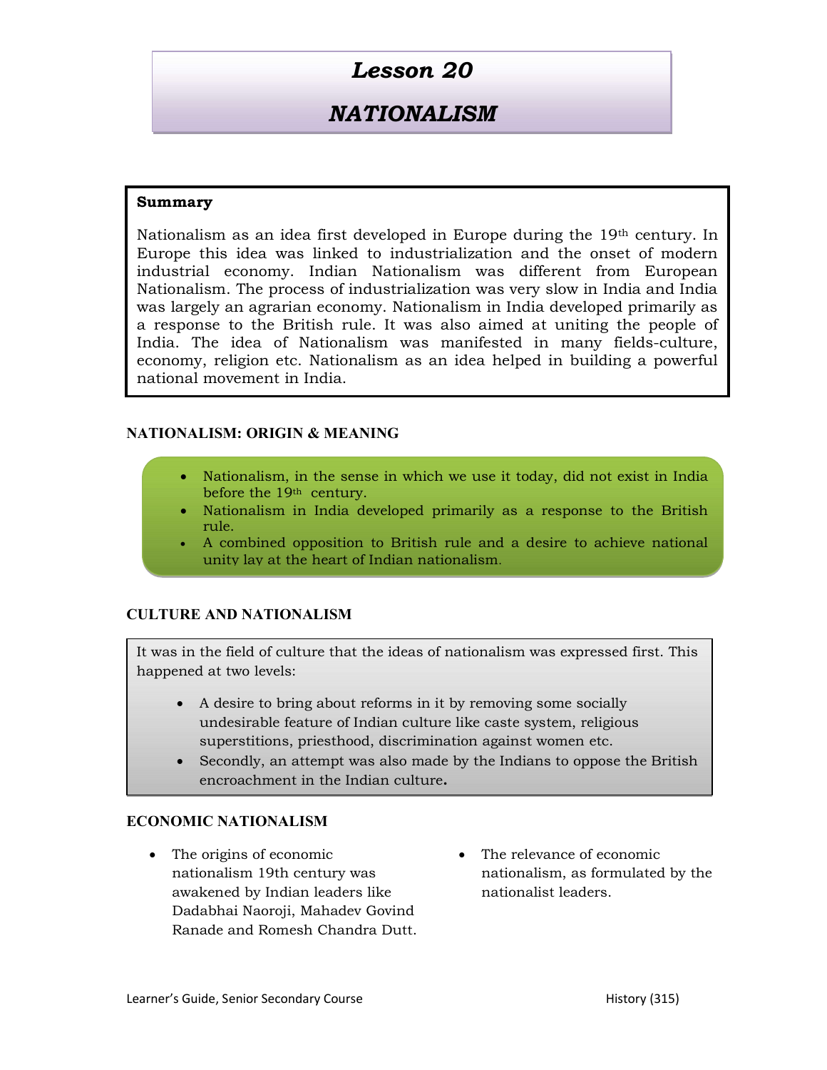# Lesson 20

## NATIONALISM

**Summary**

Nationalism as an idea first developed in Europe during the 19th century. In Europe this idea was linked to industrialization and the onset of modern industrial economy. Indian Nationalism was different from European Nationalism. The process of industrialization was very slow in India and India was largely an agrarian economy. Nationalism in India developed primarily as a response to the British rule. It was also aimed at uniting the people of India. The idea of Nationalism was manifested in many fields-culture, economy, religion etc. Nationalism as an idea helped in building a powerful national movement in India.

### NATIONALISM: ORIGIN & MEANING

- Nationalism, in the sense in which we use it today, did not exist in India before the 19th century.
- Nationalism in India developed primarily as a response to the British rule.
- A combined opposition to British rule and a desire to achieve national unity lay at the heart of Indian nationalism.

### CULTURE AND NATIONALISM

It was in the field of culture that the ideas of nationalism was expressed first. This happened at two levels:

- A desire to bring about reforms in it by removing some socially undesirable feature of Indian culture like caste system, religious superstitions, priesthood, discrimination against women etc.
- Secondly, an attempt was also made by the Indians to oppose the British encroachment in the Indian culture**.**

### ECONOMIC NATIONALISM

- The origins of economic nationalism 19th century was awakened by Indian leaders like Dadabhai Naoroji, Mahadev Govind Ranade and Romesh Chandra Dutt.
- The relevance of economic nationalism, as formulated by the nationalist leaders.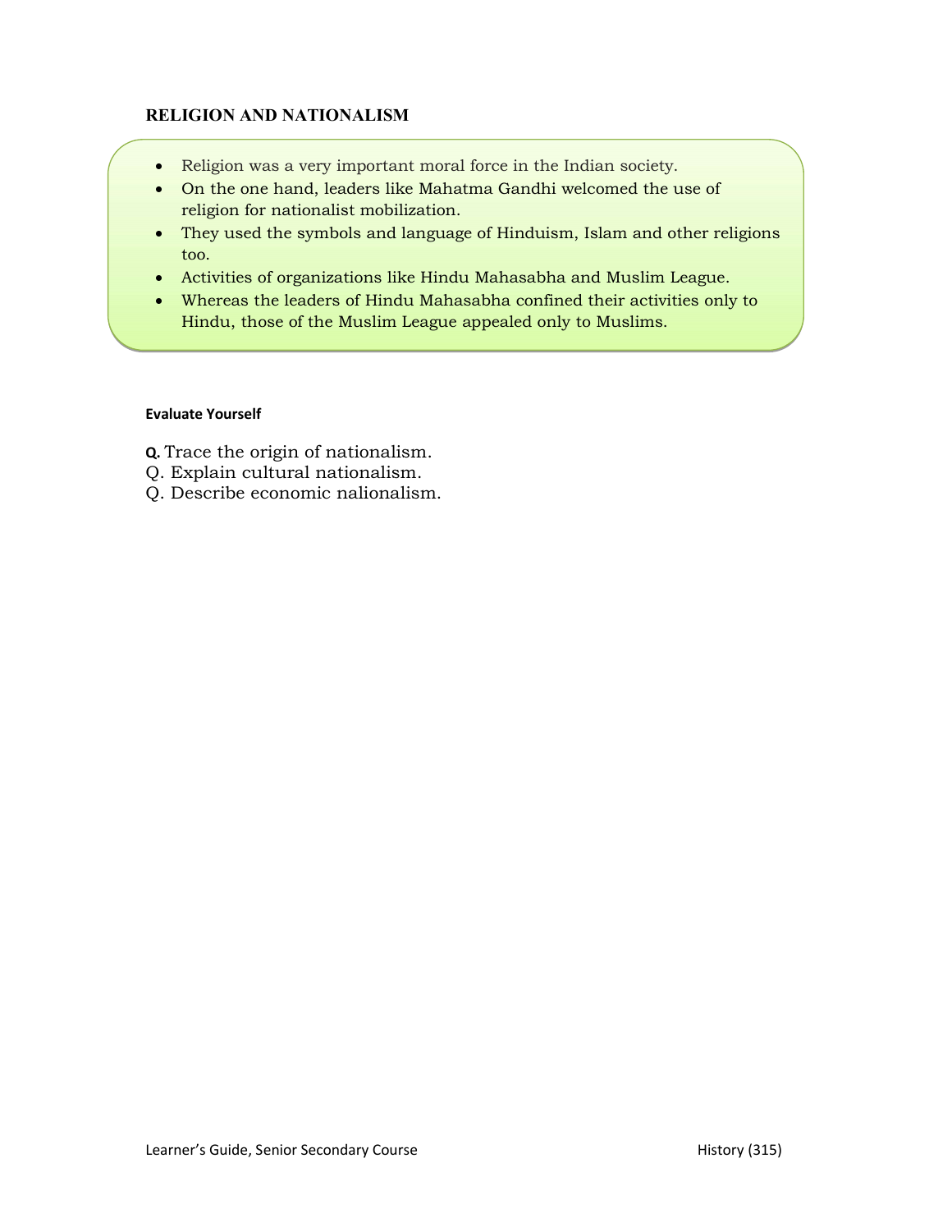## RELIGION AND NATIONALISM

- Religion was a very important moral force in the Indian society.
- On the one hand, leaders like Mahatma Gandhi welcomed the use of religion for nationalist mobilization.
- They used the symbols and language of Hinduism, Islam and other religions too.
- Activities of organizations like Hindu Mahasabha and Muslim League.
- Whereas the leaders of Hindu Mahasabha confined their activities only to Hindu, those of the Muslim League appealed only to Muslims.

**Evaluate Yourself**

**Q.** Trace the origin of nationalism.
Q. Explain cultural nationalism.
Q. Describe economic nalionalism.